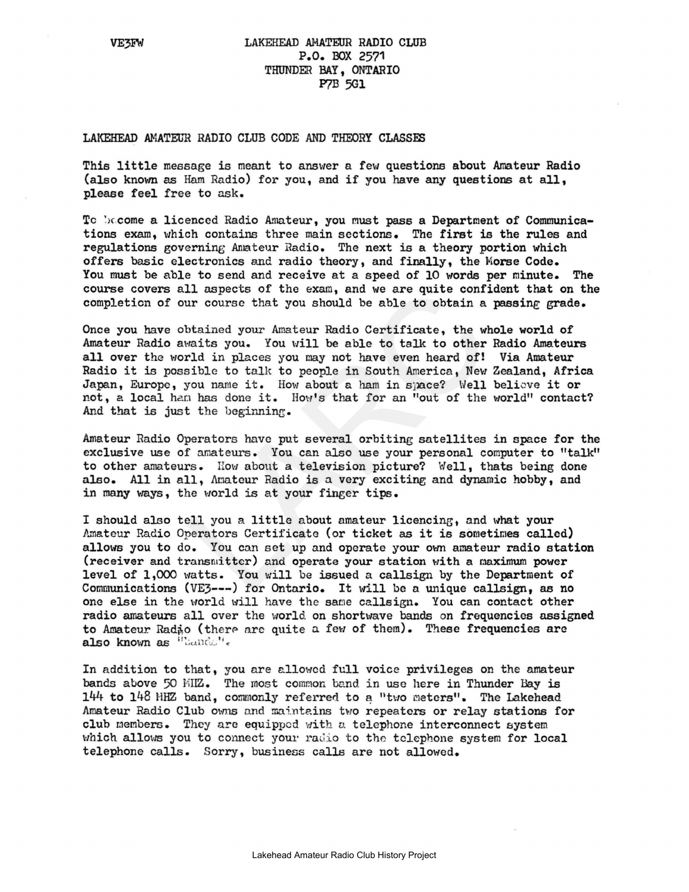VE3FW

LAKEHEAD AMATEUR RADIO CLUB
P.O. BOX 2571
THUNDER BAY, ONTARIO
P7B 5G1

## LAKEHEAD AMATEUR RADIO CLUB CODE AND THEORY CLASSES

This little message is meant to answer a few questions about Amateur Radio (also known as Ham Radio) for you, and if you have any questions at all, please feel free to ask.

To become a licenced Radio Amateur, you must pass a Department of Communications exam, which contains three main sections. The first is the rules and regulations governing Amateur Radio. The next is a theory portion which offers basic electronics and radio theory, and finally, the Morse Code. You must be able to send and receive at a speed of 10 words per minute. The course covers all aspects of the exam, and we are quite confident that on the completion of our course that you should be able to obtain a passing grade.

Once you have obtained your Amateur Radio Certificate, the whole world of Amateur Radio awaits you. You will be able to talk to other Radio Amateurs all over the world in places you may not have even heard of! Via Amateur Radio it is possible to talk to people in South America, New Zealand, Africa Japan, Europe, you name it. How about a ham in space? Well believe it or not, a local ham has done it. How's that for an "out of the world" contact? And that is just the beginning.

Amateur Radio Operators have put several orbiting satellites in space for the exclusive use of amateurs. You can also use your personal computer to "talk" to other amateurs. How about a television picture? Well, thats being done also. All in all, Amateur Radio is a very exciting and dynamic hobby, and in many ways, the world is at your finger tips.

I should also tell you a little about amateur licencing, and what your Amateur Radio Operators Certificate (or ticket as it is sometimes called) allows you to do. You can set up and operate your own amateur radio station (receiver and transmitter) and operate your station with a maximum power level of 1,000 watts. You will be issued a callsign by the Department of Communications (VE3---) for Ontario. It will be a unique callsign, as no one else in the world will have the same callsign. You can contact other radio amateurs all over the world on shortwave bands on frequencies assigned to Amateur Radio (there are quite a few of them). These frequencies are also known as "bands".

In addition to that, you are allowed full voice privileges on the amateur bands above 50 MHZ. The most common band in use here in Thunder Bay is 144 to 148 MHZ band, commonly referred to a "two meters". The Lakehead Amateur Radio Club owns and maintains two repeaters or relay stations for club members. They are equipped with a telephone interconnect system which allows you to connect your radio to the telephone system for local telephone calls. Sorry, business calls are not allowed.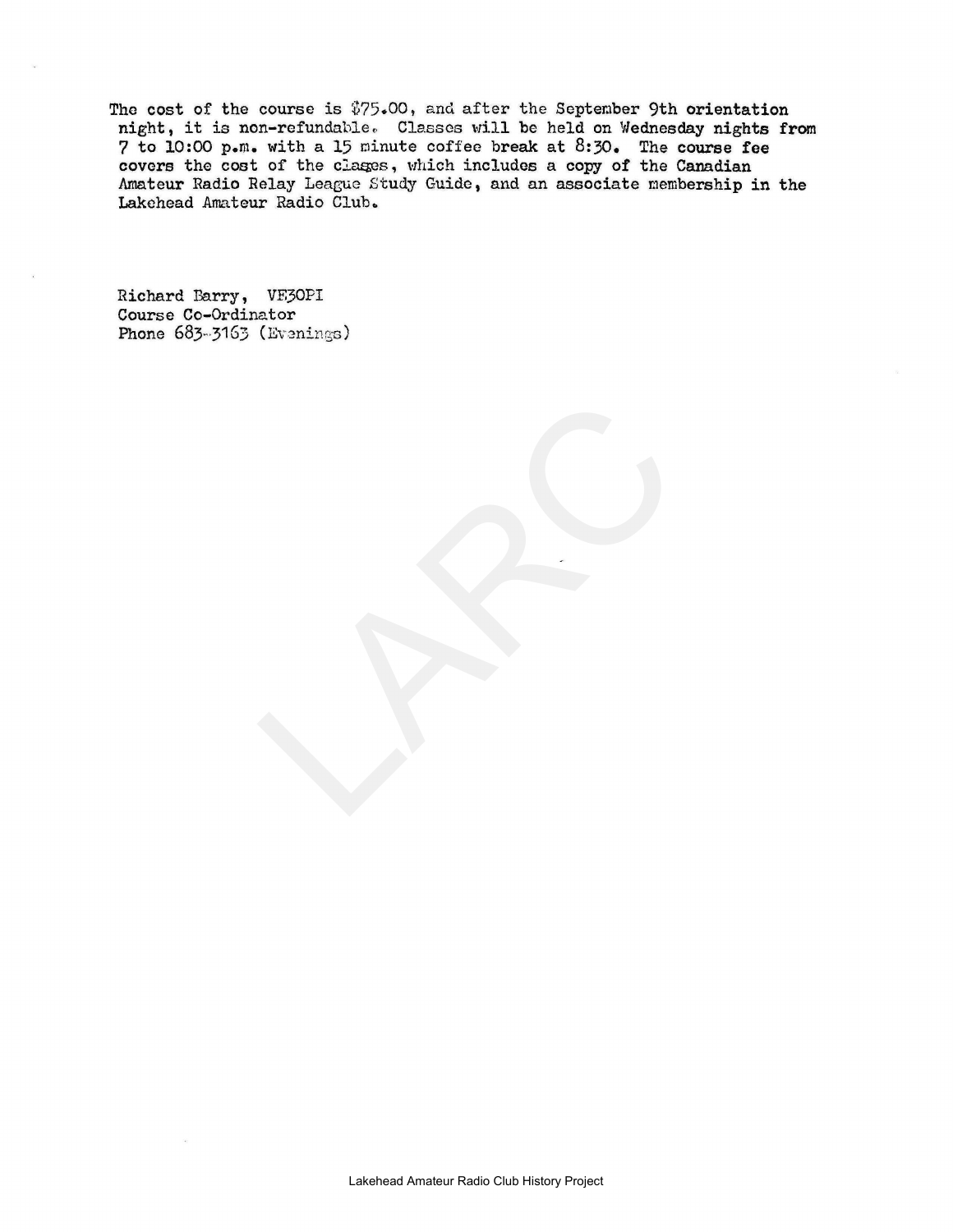The cost of the course is $75.00, and after the September 9th orientation night, it is non-refundable. Classes will be held on Wednesday nights from 7 to 10:00 p.m. with a 15 minute coffee break at 8:30. The course fee covers the cost of the classes, which includes a copy of the Canadian Amateur Radio Relay League Study Guide, and an associate membership in the Lakehead Amateur Radio Club.

Richard Barry, VE3OPI
Course Co-Ordinator
Phone 683-3163 (Evenings)